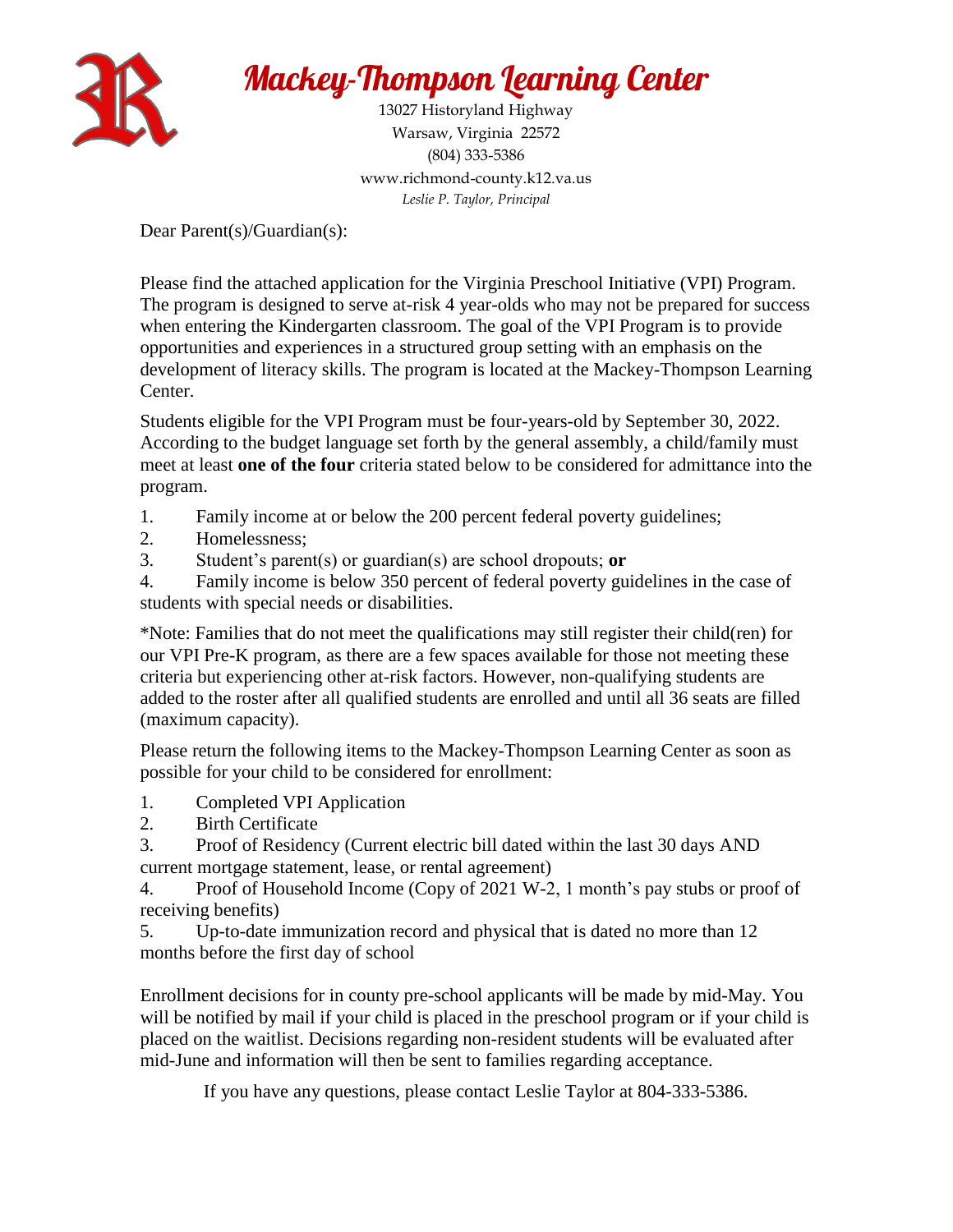# Mackey-Thompson Learning Center

13027 Historyland Highway
Warsaw, Virginia 22572
(804) 333-5386
www.richmond-county.k12.va.us
*Leslie P. Taylor, Principal*

Dear Parent(s)/Guardian(s):

Please find the attached application for the Virginia Preschool Initiative (VPI) Program. The program is designed to serve at-risk 4 year-olds who may not be prepared for success when entering the Kindergarten classroom. The goal of the VPI Program is to provide opportunities and experiences in a structured group setting with an emphasis on the development of literacy skills. The program is located at the Mackey-Thompson Learning Center.

Students eligible for the VPI Program must be four-years-old by September 30, 2022. According to the budget language set forth by the general assembly, a child/family must meet at least **one of the four** criteria stated below to be considered for admittance into the program.

1. Family income at or below the 200 percent federal poverty guidelines;
2. Homelessness;
3. Student's parent(s) or guardian(s) are school dropouts; **or**
4. Family income is below 350 percent of federal poverty guidelines in the case of students with special needs or disabilities.

*Note: Families that do not meet the qualifications may still register their child(ren) for our VPI Pre-K program, as there are a few spaces available for those not meeting these criteria but experiencing other at-risk factors. However, non-qualifying students are added to the roster after all qualified students are enrolled and until all 36 seats are filled (maximum capacity).

Please return the following items to the Mackey-Thompson Learning Center as soon as possible for your child to be considered for enrollment:

1. Completed VPI Application
2. Birth Certificate
3. Proof of Residency (Current electric bill dated within the last 30 days AND current mortgage statement, lease, or rental agreement)
4. Proof of Household Income (Copy of 2021 W-2, 1 month's pay stubs or proof of receiving benefits)
5. Up-to-date immunization record and physical that is dated no more than 12 months before the first day of school

Enrollment decisions for in county pre-school applicants will be made by mid-May. You will be notified by mail if your child is placed in the preschool program or if your child is placed on the waitlist. Decisions regarding non-resident students will be evaluated after mid-June and information will then be sent to families regarding acceptance.

If you have any questions, please contact Leslie Taylor at 804-333-5386.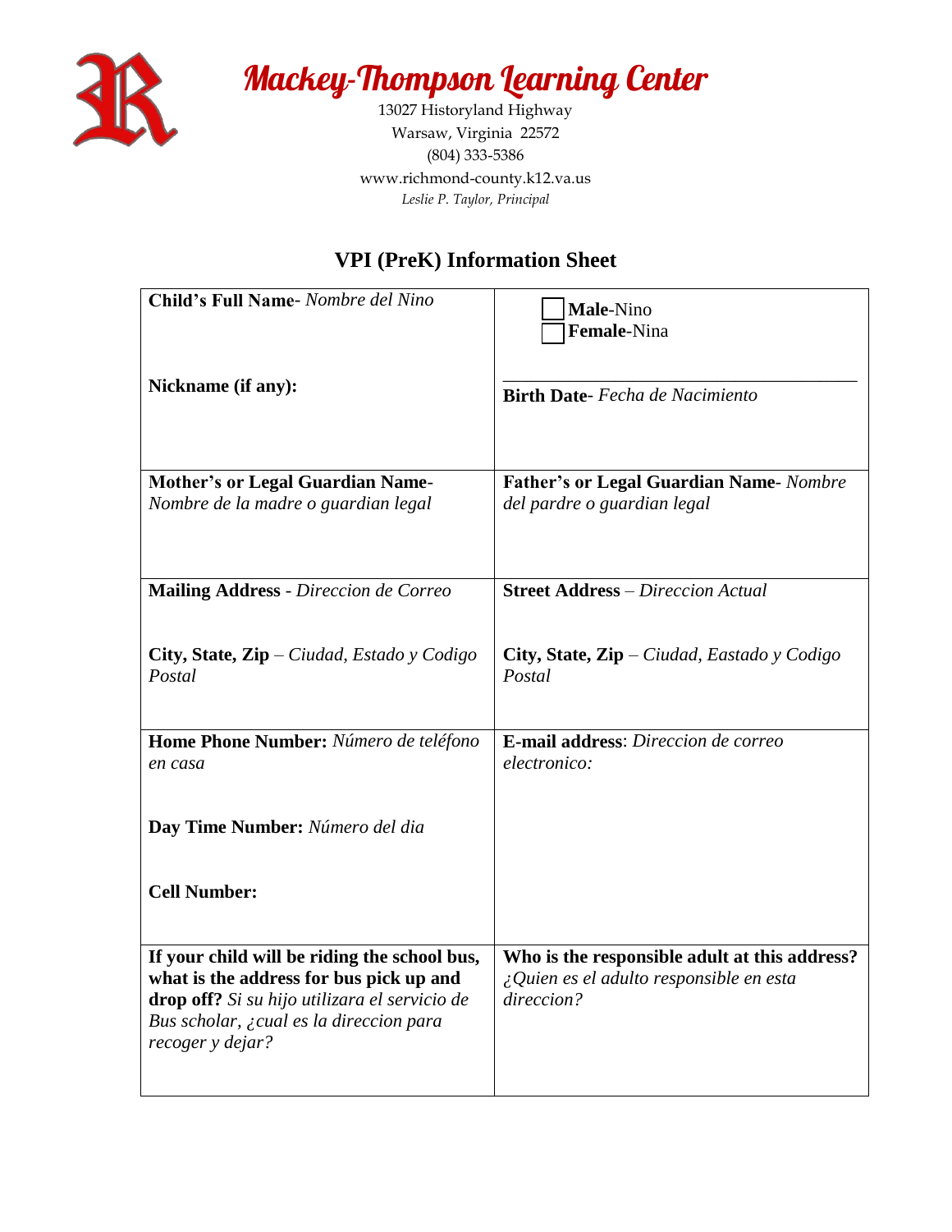# Mackey-Thompson Learning Center

13027 Historyland Highway
Warsaw, Virginia 22572
(804) 333-5386
www.richmond-county.k12.va.us
*Leslie P. Taylor, Principal*

## VPI (PreK) Information Sheet

| | |
|---|---|
| **Child's Full Name**- *Nombre del Nino*<br><br>**Nickname (if any):** | ☐ **Male**-Nino<br>☐ **Female**-Nina<br><br>\_\_\_\_\_\_\_\_\_\_\_\_\_\_\_\_\_\_\_\_\_\_\_\_\_\_\_\_\_\_<br>**Birth Date**- *Fecha de Nacimiento* |
| **Mother's or Legal Guardian Name**- *Nombre de la madre o guardian legal* | **Father's or Legal Guardian Name**- *Nombre del pardre o guardian legal* |
| **Mailing Address** - *Direccion de Correo*<br><br>**City, State, Zip** – *Ciudad, Estado y Codigo Postal* | **Street Address** – *Direccion Actual*<br><br>**City, State, Zip** – *Ciudad, Eastado y Codigo Postal* |
| **Home Phone Number:** *Número de teléfono en casa*<br><br>**Day Time Number:** *Número del dia*<br><br>**Cell Number:** | **E-mail address**: *Direccion de correo electronico:* |
| **If your child will be riding the school bus, what is the address for bus pick up and drop off?** *Si su hijo utilizara el servicio de Bus scholar, ¿cual es la direccion para recoger y dejar?* | **Who is the responsible adult at this address?** *¿Quien es el adulto responsible en esta direccion?* |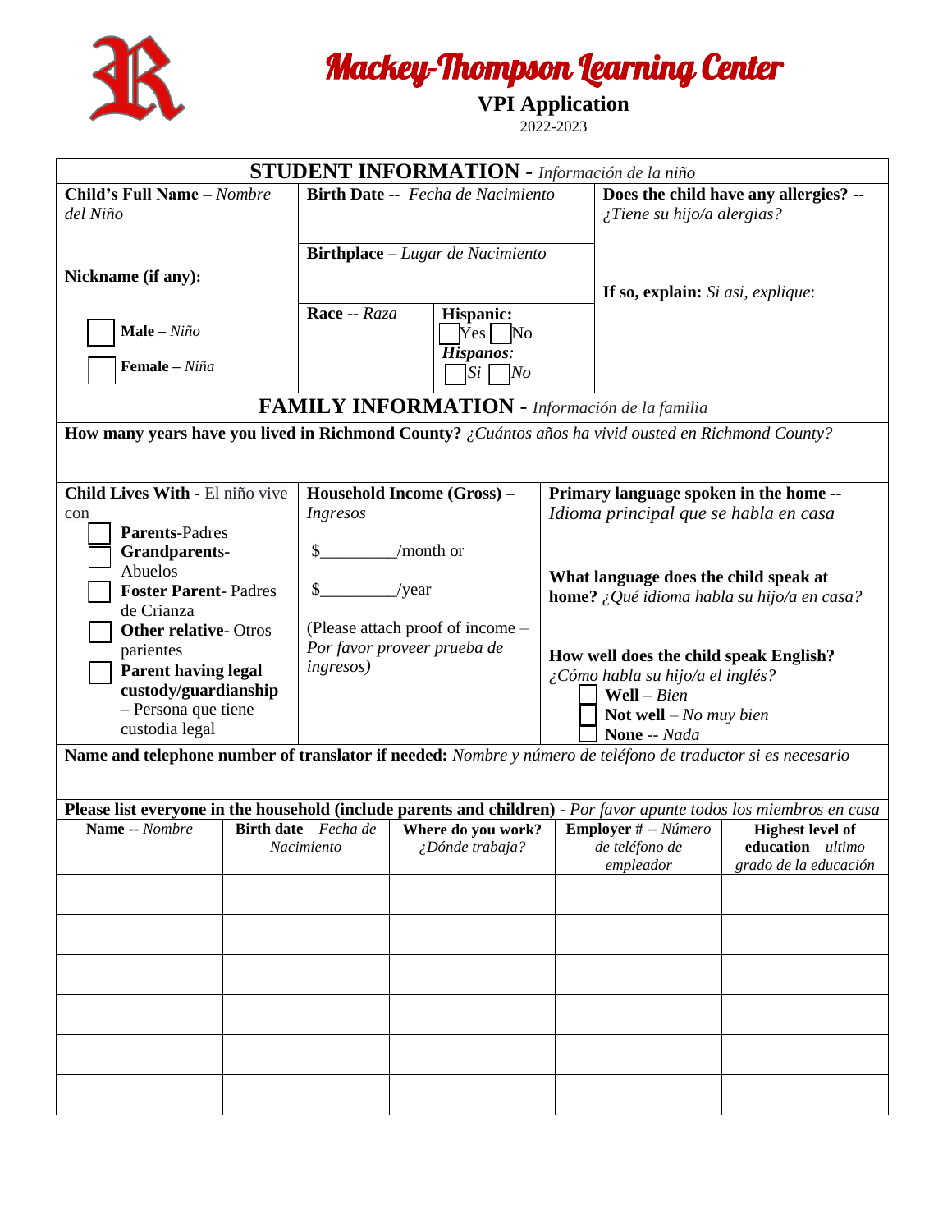# Mackey-Thompson Learning Center

## VPI Application

2022-2023

## STUDENT INFORMATION - *Información de la niño*

**Child's Full Name** – *Nombre del Niño*

**Nickname (if any):**

☐ **Male** – *Niño*

☐ **Female** – *Niña*

**Birth Date --** *Fecha de Nacimiento*

**Birthplace** – *Lugar de Nacimiento*

**Race --** *Raza*

**Hispanic:** ☐ Yes ☐ No

***Hispanos:*** ☐ *Si* ☐ *No*

**Does the child have any allergies? --** *¿Tiene su hijo/a alergias?*

**If so, explain:** *Si asi, explique*:

## FAMILY INFORMATION - *Información de la familia*

**How many years have you lived in Richmond County?** *¿Cuántos años ha vivid ousted en Richmond County?*

**Child Lives With** - El niño vive con

☐ **Parents**-Padres

☐ **Grandparents**-Abuelos

☐ **Foster Parent**- Padres de Crianza

☐ **Other relative**- Otros parientes

☐ **Parent having legal custody/guardianship** – Persona que tiene custodia legal

**Household Income (Gross)** – *Ingresos*

$_________/month or

$_________/year

(Please attach proof of income – *Por favor proveer prueba de ingresos)*

**Primary language spoken in the home --** *Idioma principal que se habla en casa*

**What language does the child speak at home?** *¿Qué idioma habla su hijo/a en casa?*

**How well does the child speak English?** *¿Cómo habla su hijo/a el inglés?*

☐ **Well** – *Bien*

☐ **Not well** – *No muy bien*

☐ **None** -- *Nada*

**Name and telephone number of translator if needed:** *Nombre y número de teléfono de traductor si es necesario*

**Please list everyone in the household (include parents and children)** - *Por favor apunte todos los miembros en casa*

| **Name** -- *Nombre* | **Birth date** – *Fecha de Nacimiento* | **Where do you work?** *¿Dónde trabaja?* | **Employer #** -- *Número de teléfono de empleador* | **Highest level of education** – *ultimo grado de la educación* |
|---|---|---|---|---|
| | | | | |
| | | | | |
| | | | | |
| | | | | |
| | | | | |
| | | | | |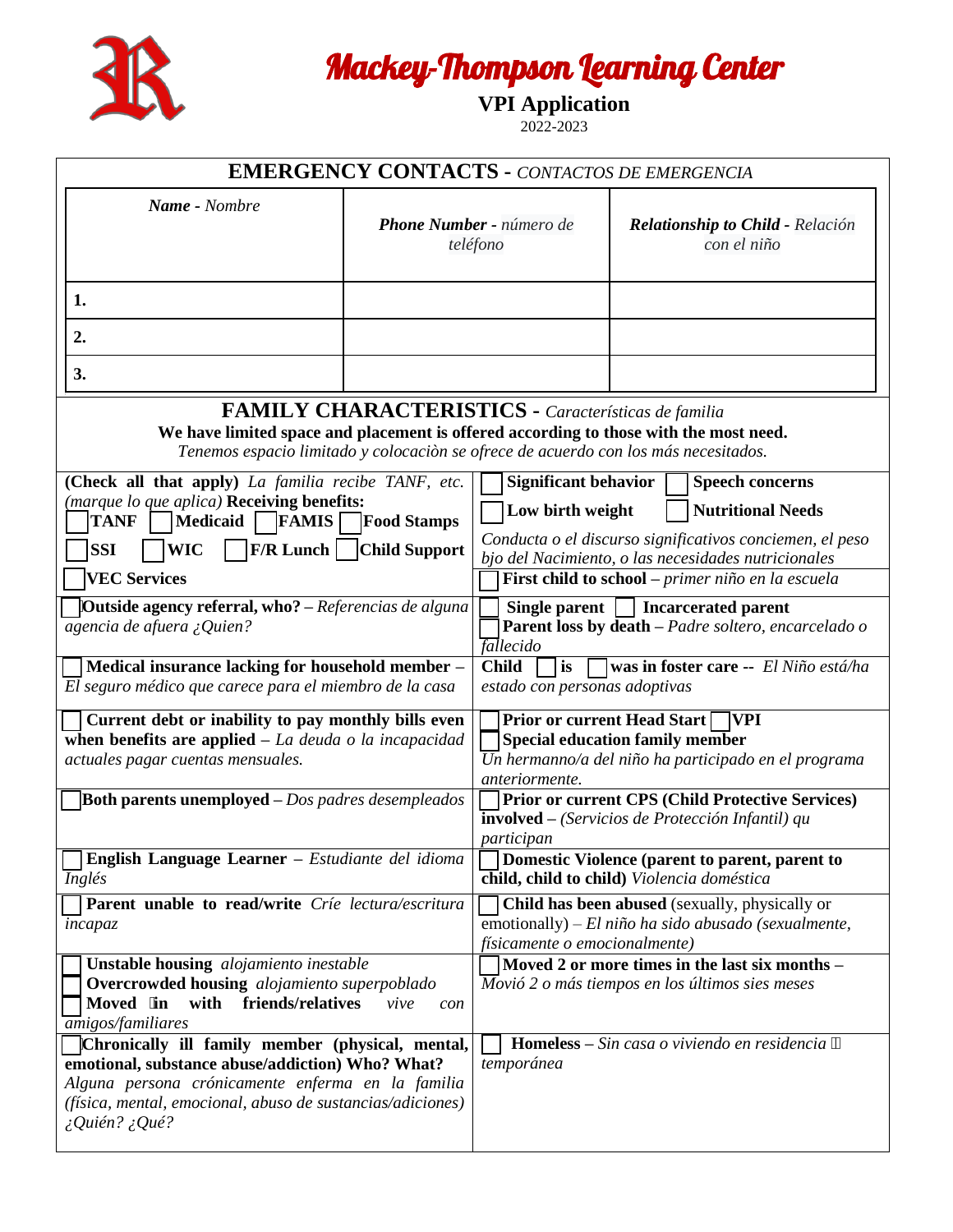# Mackey-Thompson Learning Center

**VPI Application**

2022-2023

## EMERGENCY CONTACTS - *CONTACTOS DE EMERGENCIA*

| ***Name*** *- Nombre* | ***Phone Number*** *- número de teléfono* | ***Relationship to Child*** *- Relación con el niño* |
|---|---|---|
| **1.** | | |
| **2.** | | |
| **3.** | | |

## FAMILY CHARACTERISTICS - *Características de familia*

**We have limited space and placement is offered according to those with the most need.**
*Tenemos espacio limitado y colocaciòn se ofrece de acuerdo con los más necesitados.*

| | |
|---|---|
| **(Check all that apply)** *La familia recibe TANF, etc. (marque lo que aplica)* **Receiving benefits:** ☐ **TANF** ☐ **Medicaid** ☐ **FAMIS** ☐ **Food Stamps** ☐ **SSI** ☐ **WIC** ☐ **F/R Lunch** ☐ **Child Support** ☐ **VEC Services** | ☐ **Significant behavior** ☐ **Speech concerns** ☐ **Low birth weight** ☐ **Nutritional Needs** *Conducta o el discurso significativos conciemen, el peso bjo del Nacimiento, o las necesidades nutricionales* ☐ **First child to school** – *primer niño en la escuela* |
| ☐ **Outside agency referral, who?** – *Referencias de alguna agencia de afuera ¿Quien?* | ☐ **Single parent** ☐ **Incarcerated parent** ☐ **Parent loss by death** – *Padre soltero, encarcelado o fallecido* |
| ☐ **Medical insurance lacking for household member** – *El seguro médico que carece para el miembro de la casa* | **Child** ☐ **is** ☐ **was in foster care** -- *El Niño está/ha estado con personas adoptivas* |
| ☐ **Current debt or inability to pay monthly bills even when benefits are applied** – *La deuda o la incapacidad actuales pagar cuentas mensuales.* | ☐ **Prior or current Head Start** ☐ **VPI** ☐ **Special education family member** *Un hermanno/a del niño ha participado en el programa anteriormente.* |
| ☐ **Both parents unemployed** – *Dos padres desempleados* | ☐ **Prior or current CPS (Child Protective Services) involved** – *(Servicios de Protección Infantil) qu participan* |
| ☐ **English Language Learner** – *Estudiante del idioma Inglés* | ☐ **Domestic Violence (parent to parent, parent to child, child to child)** *Violencia doméstica* |
| ☐ **Parent unable to read/write** *Críe lectura/escritura incapaz* | ☐ **Child has been abused** (sexually, physically or emotionally) – *El niño ha sido abusado (sexualmente, físicamente o emocionalmente)* |
| ☐ **Unstable housing** *alojamiento inestable* ☐ **Overcrowded housing** *alojamiento superpoblado* ☐ **Moved in with friends/relatives** *vive con amigos/familiares* | ☐ **Moved 2 or more times in the last six months** – *Movió 2 o más tiempos en los últimos sies meses* |
| ☐ **Chronically ill family member (physical, mental, emotional, substance abuse/addiction) Who? What?** *Alguna persona crónicamente enferma en la familia (física, mental, emocional, abuso de sustancias/adiciones) ¿Quién? ¿Qué?* | ☐ **Homeless** – *Sin casa o viviendo en residencia temporánea* |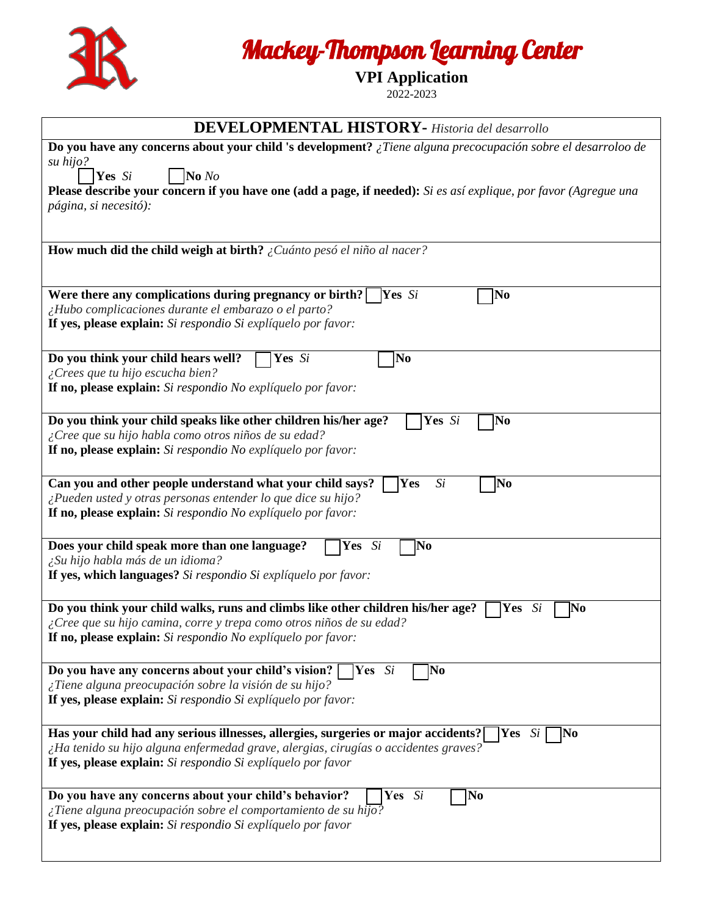# Mackey-Thompson Learning Center

**VPI Application**

2022-2023

## DEVELOPMENTAL HISTORY- *Historia del desarrollo*

**Do you have any concerns about your child 's development?** *¿Tiene alguna precocupación sobre el desarroloo de su hijo?*

☐ **Yes** *Si* ☐ **No** *No*

**Please describe your concern if you have one (add a page, if needed):** *Si es así explique, por favor (Agregue una página, si necesitó):*

**How much did the child weigh at birth?** *¿Cuánto pesó el niño al nacer?*

**Were there any complications during pregnancy or birth?** ☐ **Yes** *Si* ☐ **No**
*¿Hubo complicaciones durante el embarazo o el parto?*
**If yes, please explain:** *Si respondio Si explíquelo por favor:*

**Do you think your child hears well?** ☐ **Yes** *Si* ☐ **No**
*¿Crees que tu hijo escucha bien?*
**If no, please explain:** *Si respondio No explíquelo por favor:*

**Do you think your child speaks like other children his/her age?** ☐ **Yes** *Si* ☐ **No**
*¿Cree que su hijo habla como otros niños de su edad?*
**If no, please explain:** *Si respondio No explíquelo por favor:*

**Can you and other people understand what your child says?** ☐ **Yes** *Si* ☐ **No**
*¿Pueden usted y otras personas entender lo que dice su hijo?*
**If no, please explain:** *Si respondio No explíquelo por favor:*

**Does your child speak more than one language?** ☐ **Yes** *Si* ☐ **No**
*¿Su hijo habla más de un idioma?*
**If yes, which languages?** *Si respondio Si explíquelo por favor:*

**Do you think your child walks, runs and climbs like other children his/her age?** ☐ **Yes** *Si* ☐ **No**
*¿Cree que su hijo camina, corre y trepa como otros niños de su edad?*
**If no, please explain:** *Si respondio No explíquelo por favor:*

**Do you have any concerns about your child's vision?** ☐ **Yes** *Si* ☐ **No**
*¿Tiene alguna preocupación sobre la visión de su hijo?*
**If yes, please explain:** *Si respondio Si explíquelo por favor:*

**Has your child had any serious illnesses, allergies, surgeries or major accidents?** ☐ **Yes** *Si* ☐ **No**
*¿Ha tenido su hijo alguna enfermedad grave, alergias, cirugías o accidentes graves?*
**If yes, please explain:** *Si respondio Si explíquelo por favor*

**Do you have any concerns about your child's behavior?** ☐ **Yes** *Si* ☐ **No**
*¿Tiene alguna preocupación sobre el comportamiento de su hijo?*
**If yes, please explain:** *Si respondio Si explíquelo por favor*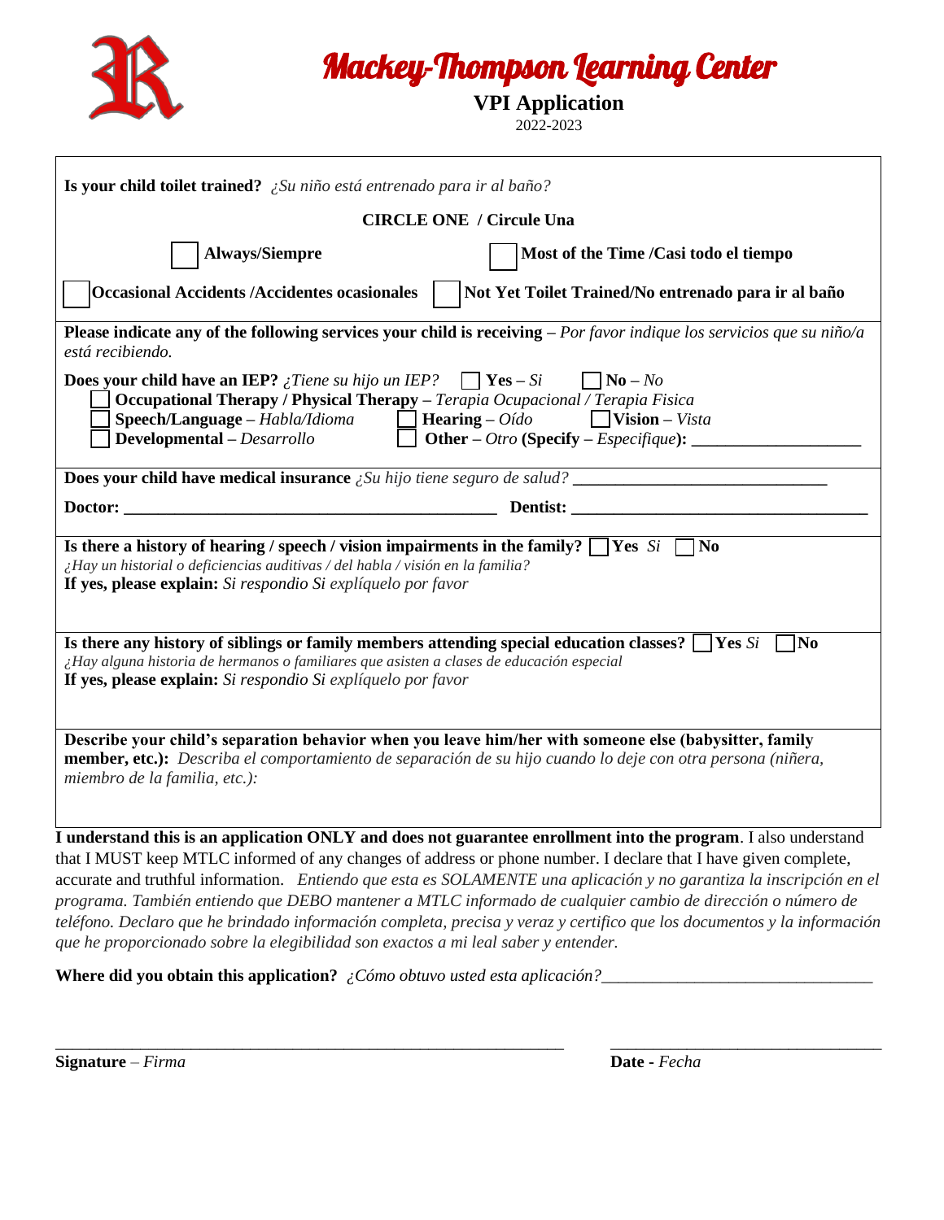# Mackey-Thompson Learning Center

## VPI Application

2022-2023

**Is your child toilet trained?** *¿Su niño está entrenado para ir al baño?*

**CIRCLE ONE / Circule Una**

☐ **Always/Siempre** ☐ **Most of the Time /Casi todo el tiempo**

☐ **Occasional Accidents /Accidentes ocasionales** ☐ **Not Yet Toilet Trained/No entrenado para ir al baño**

**Please indicate any of the following services your child is receiving** – *Por favor indique los servicios que su niño/a está recibiendo.*

**Does your child have an IEP?** *¿Tiene su hijo un IEP?* ☐ **Yes** – *Si* ☐ **No** – *No*

☐ **Occupational Therapy / Physical Therapy** – *Terapia Ocupacional / Terapia Fisica*

☐ **Speech/Language** – *Habla/Idioma* ☐ **Hearing** – *Oído* ☐ **Vision** – *Vista*

☐ **Developmental** – *Desarrollo* ☐ **Other** – *Otro* **(Specify** – *Especifique***):** ____________________

**Does your child have medical insurance** *¿Su hijo tiene seguro de salud?* ______________________________

**Doctor:** ______________________________________________ **Dentist:** _____________________________________

**Is there a history of hearing / speech / vision impairments in the family?** ☐ **Yes** *Si* ☐ **No**

*¿Hay un historial o deficiencias auditivas / del habla / visión en la familia?*

**If yes, please explain:** *Si respondio Si explíquelo por favor*

**Is there any history of siblings or family members attending special education classes?** ☐ **Yes** *Si* ☐ **No**

*¿Hay alguna historia de hermanos o familiares que asisten a clases de educación especial*

**If yes, please explain:** *Si respondio Si explíquelo por favor*

**Describe your child's separation behavior when you leave him/her with someone else (babysitter, family member, etc.):** *Describa el comportamiento de separación de su hijo cuando lo deje con otra persona (niñera, miembro de la familia, etc.):*

**I understand this is an application ONLY and does not guarantee enrollment into the program**. I also understand that I MUST keep MTLC informed of any changes of address or phone number. I declare that I have given complete, accurate and truthful information. *Entiendo que esta es SOLAMENTE una aplicación y no garantiza la inscripción en el programa. También entiendo que DEBO mantener a MTLC informado de cualquier cambio de dirección o número de teléfono. Declaro que he brindado información completa, precisa y veraz y certifico que los documentos y la información que he proporcionado sobre la elegibilidad son exactos a mi leal saber y entender.*

**Where did you obtain this application?** *¿Cómo obtuvo usted esta aplicación?*_______________________________

_____________________________________________________________ _________________________________

**Signature** – *Firma* **Date** - *Fecha*